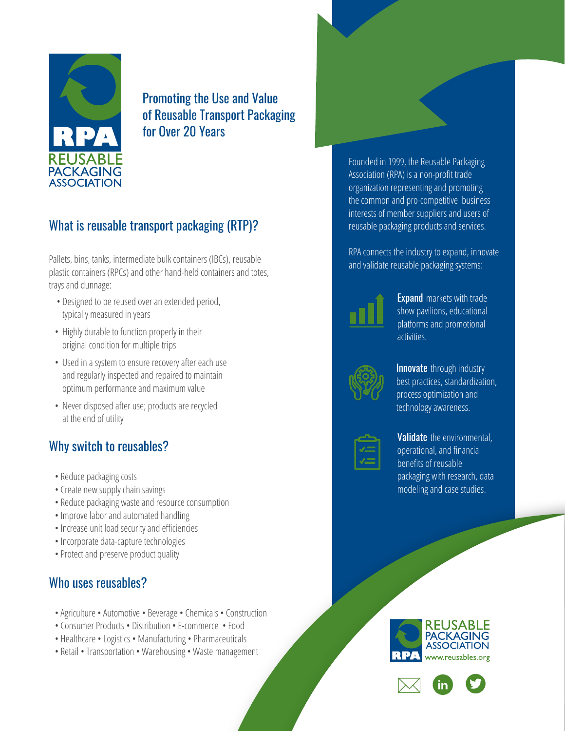RPA
REUSABLE PACKAGING ASSOCIATION

# Promoting the Use and Value of Reusable Transport Packaging for Over 20 Years

## What is reusable transport packaging (RTP)?

Pallets, bins, tanks, intermediate bulk containers (IBCs), reusable plastic containers (RPCs) and other hand-held containers and totes, trays and dunnage:

- Designed to be reused over an extended period, typically measured in years
- Highly durable to function properly in their original condition for multiple trips
- Used in a system to ensure recovery after each use and regularly inspected and repaired to maintain optimum performance and maximum value
- Never disposed after use; products are recycled at the end of utility

## Why switch to reusables?

- Reduce packaging costs
- Create new supply chain savings
- Reduce packaging waste and resource consumption
- Improve labor and automated handling
- Increase unit load security and efficiencies
- Incorporate data-capture technologies
- Protect and preserve product quality

## Who uses reusables?

- Agriculture • Automotive • Beverage • Chemicals • Construction
- Consumer Products • Distribution • E-commerce • Food
- Healthcare • Logistics • Manufacturing • Pharmaceuticals
- Retail • Transportation • Warehousing • Waste management

Founded in 1999, the Reusable Packaging Association (RPA) is a non-profit trade organization representing and promoting the common and pro-competitive business interests of member suppliers and users of reusable packaging products and services.

RPA connects the industry to expand, innovate and validate reusable packaging systems:

**Expand** markets with trade show pavilions, educational platforms and promotional activities.

**Innovate** through industry best practices, standardization, process optimization and technology awareness.

**Validate** the environmental, operational, and financial benefits of reusable packaging with research, data modeling and case studies.

RPA REUSABLE PACKAGING ASSOCIATION
www.reusables.org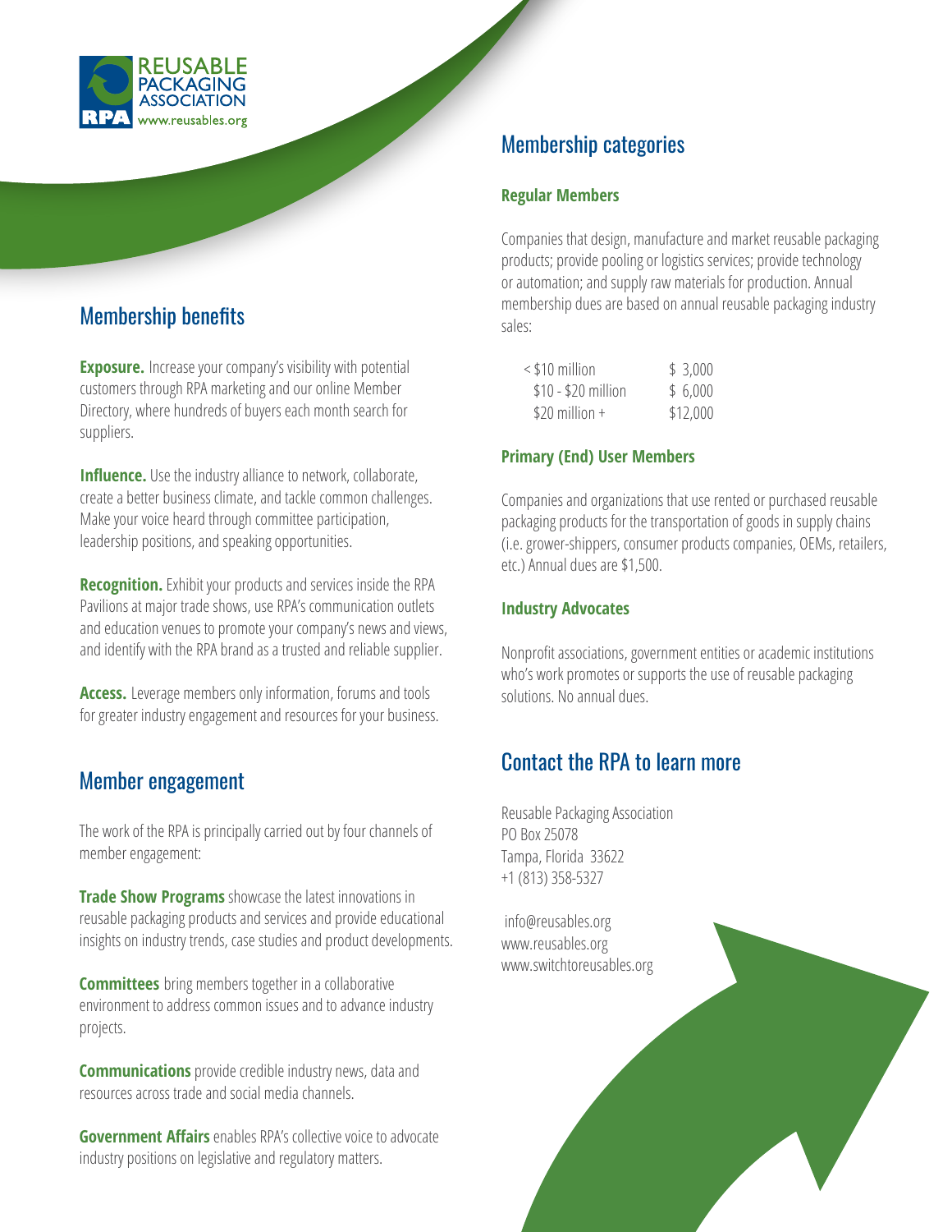REUSABLE PACKAGING ASSOCIATION

RPA www.reusables.org

## Membership benefits

**Exposure.** Increase your company's visibility with potential customers through RPA marketing and our online Member Directory, where hundreds of buyers each month search for suppliers.

**Influence.** Use the industry alliance to network, collaborate, create a better business climate, and tackle common challenges. Make your voice heard through committee participation, leadership positions, and speaking opportunities.

**Recognition.** Exhibit your products and services inside the RPA Pavilions at major trade shows, use RPA's communication outlets and education venues to promote your company's news and views, and identify with the RPA brand as a trusted and reliable supplier.

**Access.** Leverage members only information, forums and tools for greater industry engagement and resources for your business.

## Member engagement

The work of the RPA is principally carried out by four channels of member engagement:

**Trade Show Programs** showcase the latest innovations in reusable packaging products and services and provide educational insights on industry trends, case studies and product developments.

**Committees** bring members together in a collaborative environment to address common issues and to advance industry projects.

**Communications** provide credible industry news, data and resources across trade and social media channels.

**Government Affairs** enables RPA's collective voice to advocate industry positions on legislative and regulatory matters.

## Membership categories

### Regular Members

Companies that design, manufacture and market reusable packaging products; provide pooling or logistics services; provide technology or automation; and supply raw materials for production. Annual membership dues are based on annual reusable packaging industry sales:

| | |
|---|---|
| < $10 million | $ 3,000 |
| $10 - $20 million | $ 6,000 |
| $20 million + | $12,000 |

### Primary (End) User Members

Companies and organizations that use rented or purchased reusable packaging products for the transportation of goods in supply chains (i.e. grower-shippers, consumer products companies, OEMs, retailers, etc.) Annual dues are $1,500.

### Industry Advocates

Nonprofit associations, government entities or academic institutions who's work promotes or supports the use of reusable packaging solutions. No annual dues.

## Contact the RPA to learn more

Reusable Packaging Association
PO Box 25078
Tampa, Florida 33622
+1 (813) 358-5327

info@reusables.org
www.reusables.org
www.switchtoreusables.org